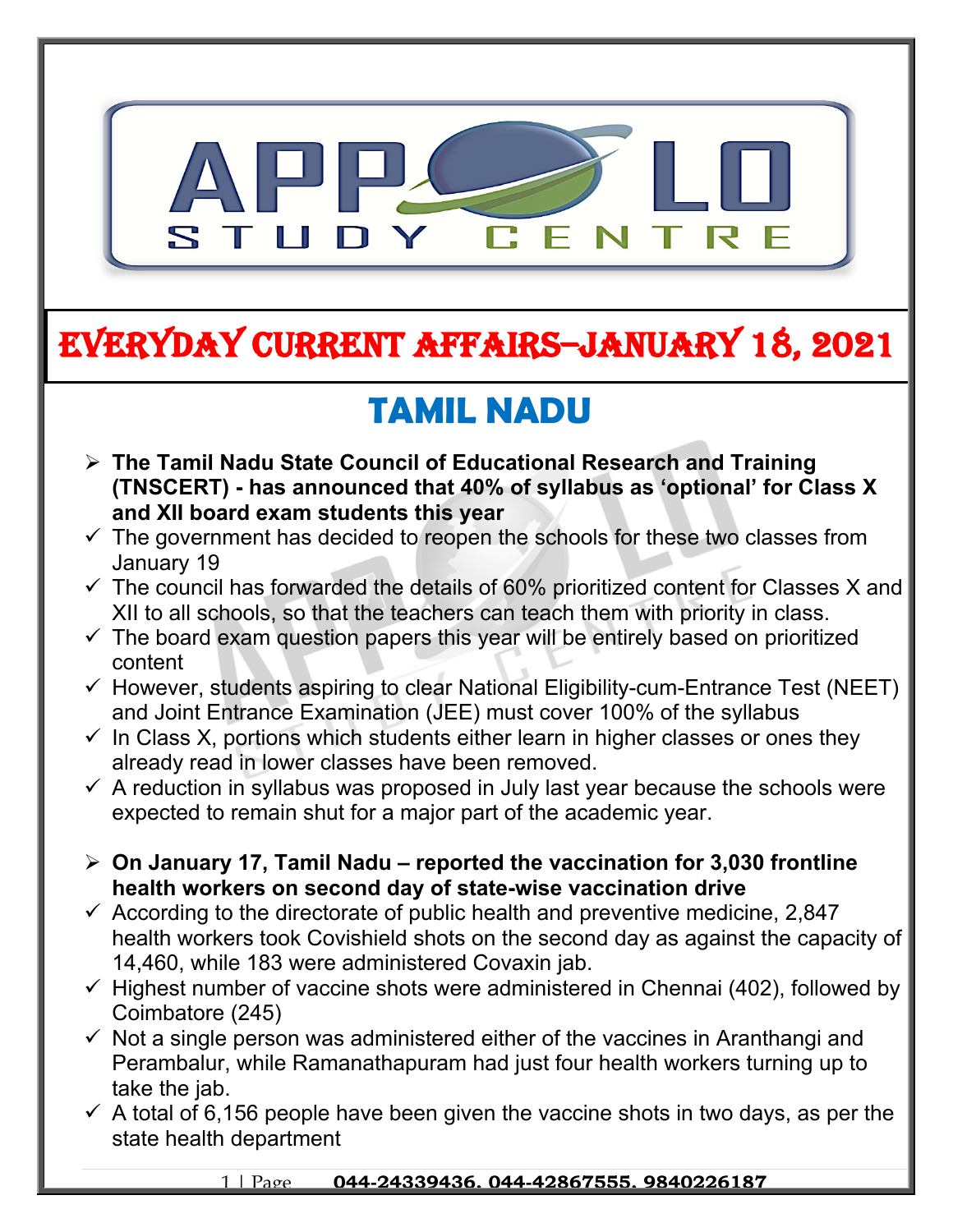# EVERYDAY CURRENT AFFAIRS–JANUARY 18, 2021

## TAMIL NADU

- **The Tamil Nadu State Council of Educational Research and Training (TNSCERT) - has announced that 40% of syllabus as 'optional' for Class X and XII board exam students this year**
  - ✓ The government has decided to reopen the schools for these two classes from January 19
  - ✓ The council has forwarded the details of 60% prioritized content for Classes X and XII to all schools, so that the teachers can teach them with priority in class.
  - ✓ The board exam question papers this year will be entirely based on prioritized content
  - ✓ However, students aspiring to clear National Eligibility-cum-Entrance Test (NEET) and Joint Entrance Examination (JEE) must cover 100% of the syllabus
  - ✓ In Class X, portions which students either learn in higher classes or ones they already read in lower classes have been removed.
  - ✓ A reduction in syllabus was proposed in July last year because the schools were expected to remain shut for a major part of the academic year.

- **On January 17, Tamil Nadu – reported the vaccination for 3,030 frontline health workers on second day of state-wise vaccination drive**
  - ✓ According to the directorate of public health and preventive medicine, 2,847 health workers took Covishield shots on the second day as against the capacity of 14,460, while 183 were administered Covaxin jab.
  - ✓ Highest number of vaccine shots were administered in Chennai (402), followed by Coimbatore (245)
  - ✓ Not a single person was administered either of the vaccines in Aranthangi and Perambalur, while Ramanathapuram had just four health workers turning up to take the jab.
  - ✓ A total of 6,156 people have been given the vaccine shots in two days, as per the state health department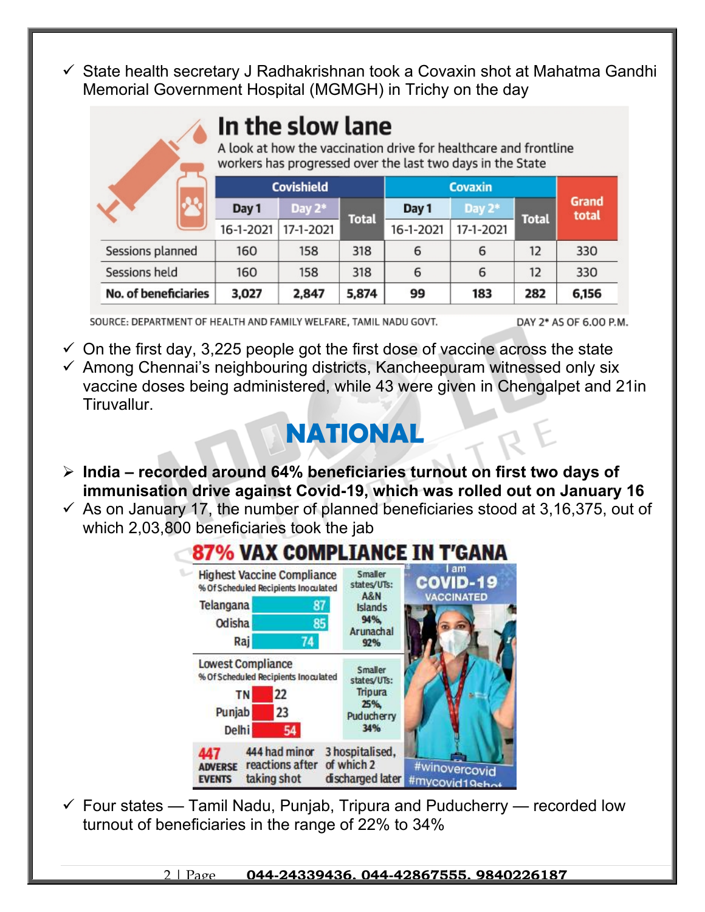- ✓ State health secretary J Radhakrishnan took a Covaxin shot at Mahatma Gandhi Memorial Government Hospital (MGMGH) in Trichy on the day

**In the slow lane**

A look at how the vaccination drive for healthcare and frontline workers has progressed over the last two days in the State

| | Covishield | | | Covaxin | | | Grand total |
|---|---|---|---|---|---|---|---|
| | Day 1 | Day 2* | Total | Day 1 | Day 2* | Total | |
| | 16-1-2021 | 17-1-2021 | | 16-1-2021 | 17-1-2021 | | |
| Sessions planned | 160 | 158 | 318 | 6 | 6 | 12 | 330 |
| Sessions held | 160 | 158 | 318 | 6 | 6 | 12 | 330 |
| **No. of beneficiaries** | **3,027** | **2,847** | **5,874** | **99** | **183** | **282** | **6,156** |

SOURCE: DEPARTMENT OF HEALTH AND FAMILY WELFARE, TAMIL NADU GOVT. DAY 2* AS OF 6.00 P.M.

- ✓ On the first day, 3,225 people got the first dose of vaccine across the state
- ✓ Among Chennai's neighbouring districts, Kancheepuram witnessed only six vaccine doses being administered, while 43 were given in Chengalpet and 21in Tiruvallur.

# NATIONAL

- ➢ **India – recorded around 64% beneficiaries turnout on first two days of immunisation drive against Covid-19, which was rolled out on January 16**
- ✓ As on January 17, the number of planned beneficiaries stood at 3,16,375, out of which 2,03,800 beneficiaries took the jab

**87% VAX COMPLIANCE IN T'GANA**

Highest Vaccine Compliance (% Of Scheduled Recipients Inoculated)

| State | % |
|---|---|
| Telangana | 87 |
| Odisha | 85 |
| Raj | 74 |

Smaller states/UTs: A&N Islands 94%, Arunachal 92%

Lowest Compliance (% Of Scheduled Recipients Inoculated)

| State | % |
|---|---|
| TN | 22 |
| Punjab | 23 |
| Delhi | 54 |

Smaller states/UTs: Tripura 25%, Puducherry 34%

447 ADVERSE EVENTS — 444 had minor reactions after taking shot — 3 hospitalised, of which 2 discharged later

I am COVID-19 VACCINATED #winovercovid #mycovid19shot

- ✓ Four states — Tamil Nadu, Punjab, Tripura and Puducherry — recorded low turnout of beneficiaries in the range of 22% to 34%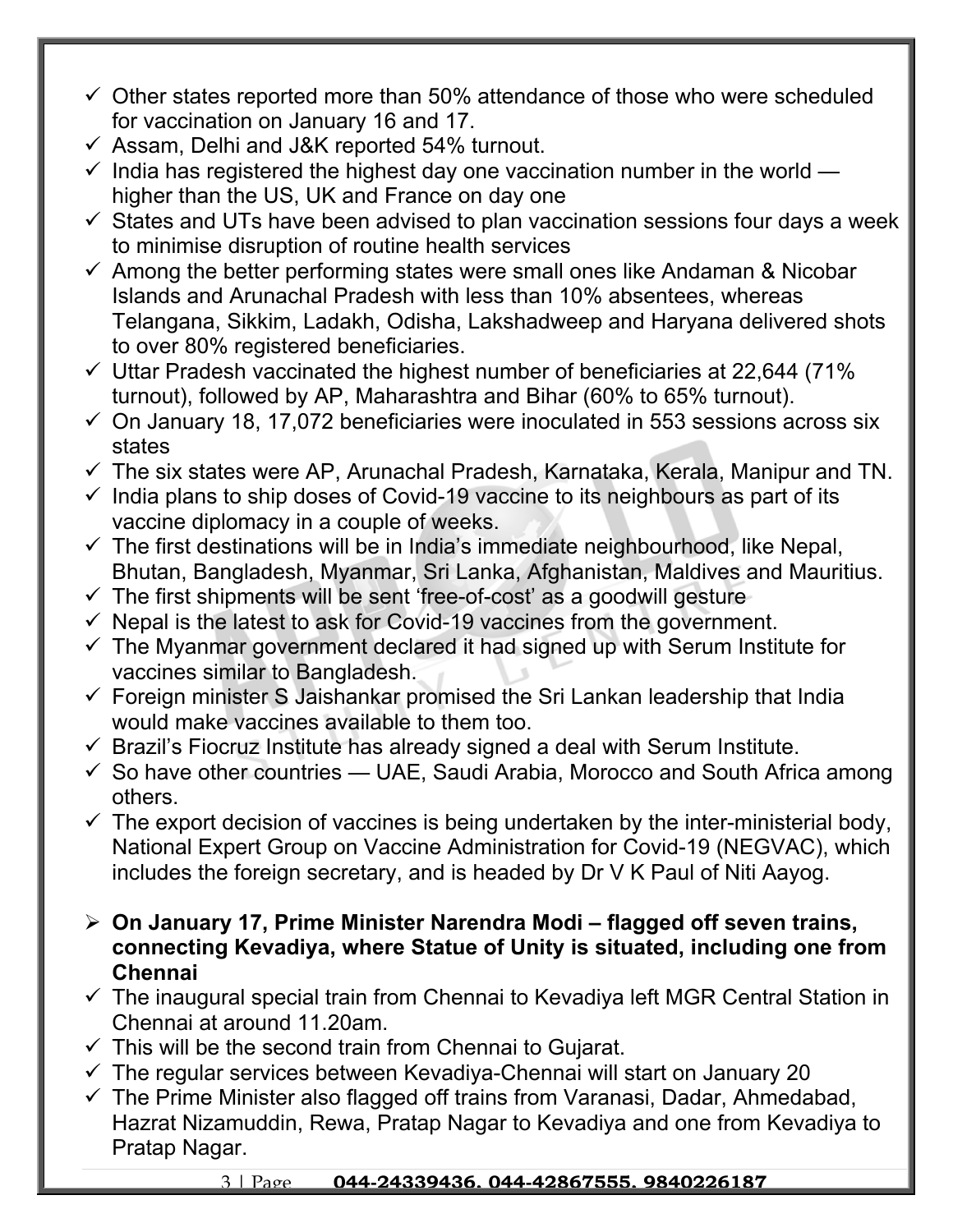- ✓ Other states reported more than 50% attendance of those who were scheduled for vaccination on January 16 and 17.
- ✓ Assam, Delhi and J&K reported 54% turnout.
- ✓ India has registered the highest day one vaccination number in the world — higher than the US, UK and France on day one
- ✓ States and UTs have been advised to plan vaccination sessions four days a week to minimise disruption of routine health services
- ✓ Among the better performing states were small ones like Andaman & Nicobar Islands and Arunachal Pradesh with less than 10% absentees, whereas Telangana, Sikkim, Ladakh, Odisha, Lakshadweep and Haryana delivered shots to over 80% registered beneficiaries.
- ✓ Uttar Pradesh vaccinated the highest number of beneficiaries at 22,644 (71% turnout), followed by AP, Maharashtra and Bihar (60% to 65% turnout).
- ✓ On January 18, 17,072 beneficiaries were inoculated in 553 sessions across six states
- ✓ The six states were AP, Arunachal Pradesh, Karnataka, Kerala, Manipur and TN.
- ✓ India plans to ship doses of Covid-19 vaccine to its neighbours as part of its vaccine diplomacy in a couple of weeks.
- ✓ The first destinations will be in India's immediate neighbourhood, like Nepal, Bhutan, Bangladesh, Myanmar, Sri Lanka, Afghanistan, Maldives and Mauritius.
- ✓ The first shipments will be sent 'free-of-cost' as a goodwill gesture
- ✓ Nepal is the latest to ask for Covid-19 vaccines from the government.
- ✓ The Myanmar government declared it had signed up with Serum Institute for vaccines similar to Bangladesh.
- ✓ Foreign minister S Jaishankar promised the Sri Lankan leadership that India would make vaccines available to them too.
- ✓ Brazil's Fiocruz Institute has already signed a deal with Serum Institute.
- ✓ So have other countries — UAE, Saudi Arabia, Morocco and South Africa among others.
- ✓ The export decision of vaccines is being undertaken by the inter-ministerial body, National Expert Group on Vaccine Administration for Covid-19 (NEGVAC), which includes the foreign secretary, and is headed by Dr V K Paul of Niti Aayog.

- ➢ **On January 17, Prime Minister Narendra Modi – flagged off seven trains, connecting Kevadiya, where Statue of Unity is situated, including one from Chennai**
- ✓ The inaugural special train from Chennai to Kevadiya left MGR Central Station in Chennai at around 11.20am.
- ✓ This will be the second train from Chennai to Gujarat.
- ✓ The regular services between Kevadiya-Chennai will start on January 20
- ✓ The Prime Minister also flagged off trains from Varanasi, Dadar, Ahmedabad, Hazrat Nizamuddin, Rewa, Pratap Nagar to Kevadiya and one from Kevadiya to Pratap Nagar.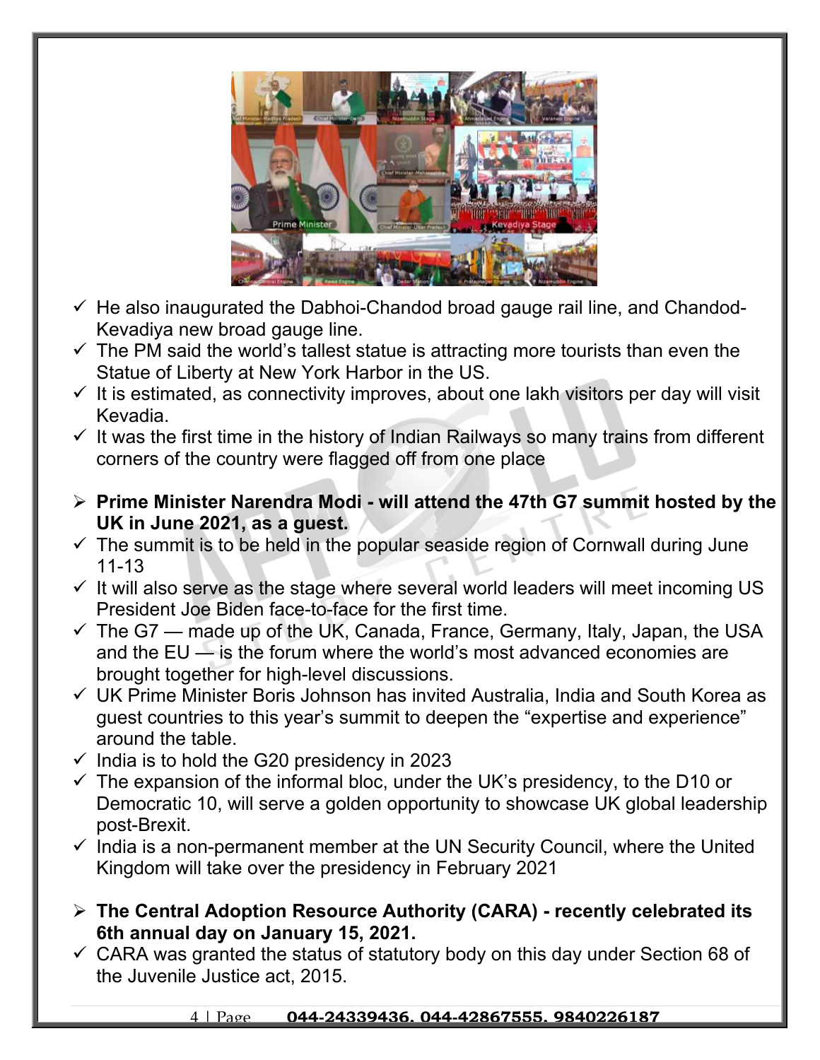- ✓ He also inaugurated the Dabhoi-Chandod broad gauge rail line, and Chandod-Kevadiya new broad gauge line.
- ✓ The PM said the world's tallest statue is attracting more tourists than even the Statue of Liberty at New York Harbor in the US.
- ✓ It is estimated, as connectivity improves, about one lakh visitors per day will visit Kevadia.
- ✓ It was the first time in the history of Indian Railways so many trains from different corners of the country were flagged off from one place

- ➢ **Prime Minister Narendra Modi - will attend the 47th G7 summit hosted by the UK in June 2021, as a guest.**
- ✓ The summit is to be held in the popular seaside region of Cornwall during June 11-13
- ✓ It will also serve as the stage where several world leaders will meet incoming US President Joe Biden face-to-face for the first time.
- ✓ The G7 — made up of the UK, Canada, France, Germany, Italy, Japan, the USA and the EU — is the forum where the world's most advanced economies are brought together for high-level discussions.
- ✓ UK Prime Minister Boris Johnson has invited Australia, India and South Korea as guest countries to this year's summit to deepen the "expertise and experience" around the table.
- ✓ India is to hold the G20 presidency in 2023
- ✓ The expansion of the informal bloc, under the UK's presidency, to the D10 or Democratic 10, will serve a golden opportunity to showcase UK global leadership post-Brexit.
- ✓ India is a non-permanent member at the UN Security Council, where the United Kingdom will take over the presidency in February 2021

- ➢ **The Central Adoption Resource Authority (CARA) - recently celebrated its 6th annual day on January 15, 2021.**
- ✓ CARA was granted the status of statutory body on this day under Section 68 of the Juvenile Justice act, 2015.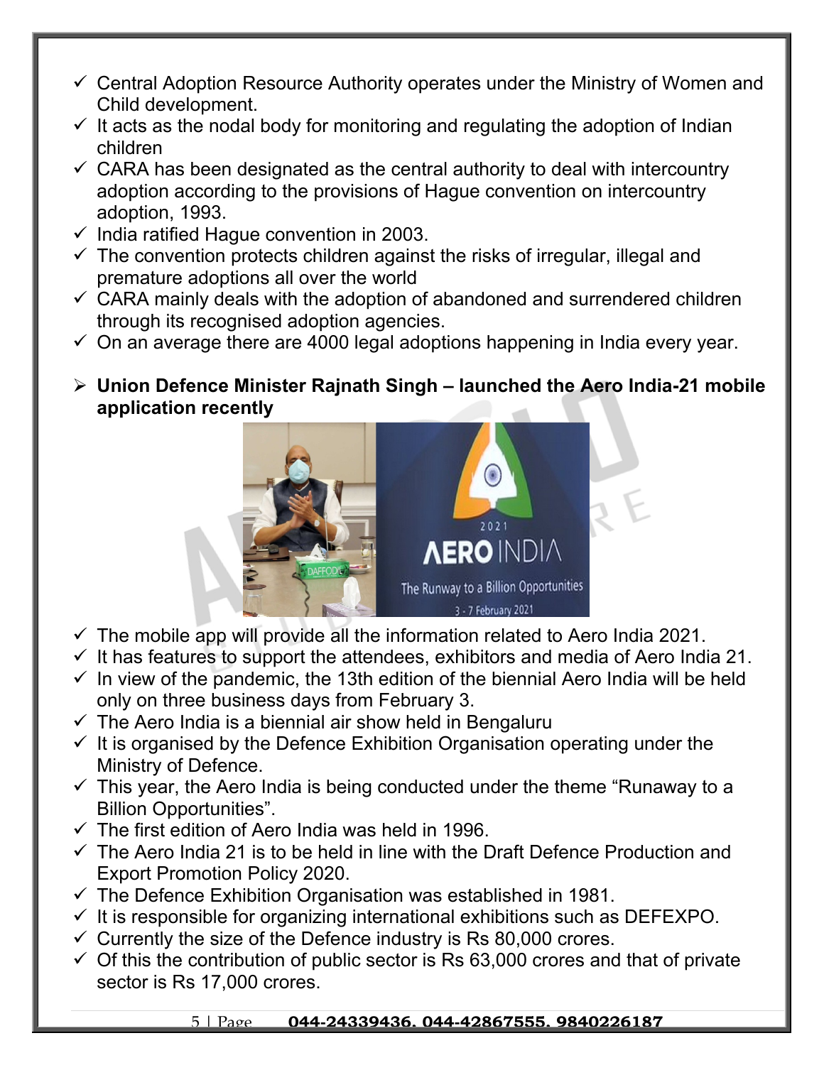- ✓ Central Adoption Resource Authority operates under the Ministry of Women and Child development.
- ✓ It acts as the nodal body for monitoring and regulating the adoption of Indian children
- ✓ CARA has been designated as the central authority to deal with intercountry adoption according to the provisions of Hague convention on intercountry adoption, 1993.
- ✓ India ratified Hague convention in 2003.
- ✓ The convention protects children against the risks of irregular, illegal and premature adoptions all over the world
- ✓ CARA mainly deals with the adoption of abandoned and surrendered children through its recognised adoption agencies.
- ✓ On an average there are 4000 legal adoptions happening in India every year.

➢ **Union Defence Minister Rajnath Singh – launched the Aero India-21 mobile application recently**

- ✓ The mobile app will provide all the information related to Aero India 2021.
- ✓ It has features to support the attendees, exhibitors and media of Aero India 21.
- ✓ In view of the pandemic, the 13th edition of the biennial Aero India will be held only on three business days from February 3.
- ✓ The Aero India is a biennial air show held in Bengaluru
- ✓ It is organised by the Defence Exhibition Organisation operating under the Ministry of Defence.
- ✓ This year, the Aero India is being conducted under the theme "Runaway to a Billion Opportunities".
- ✓ The first edition of Aero India was held in 1996.
- ✓ The Aero India 21 is to be held in line with the Draft Defence Production and Export Promotion Policy 2020.
- ✓ The Defence Exhibition Organisation was established in 1981.
- ✓ It is responsible for organizing international exhibitions such as DEFEXPO.
- ✓ Currently the size of the Defence industry is Rs 80,000 crores.
- ✓ Of this the contribution of public sector is Rs 63,000 crores and that of private sector is Rs 17,000 crores.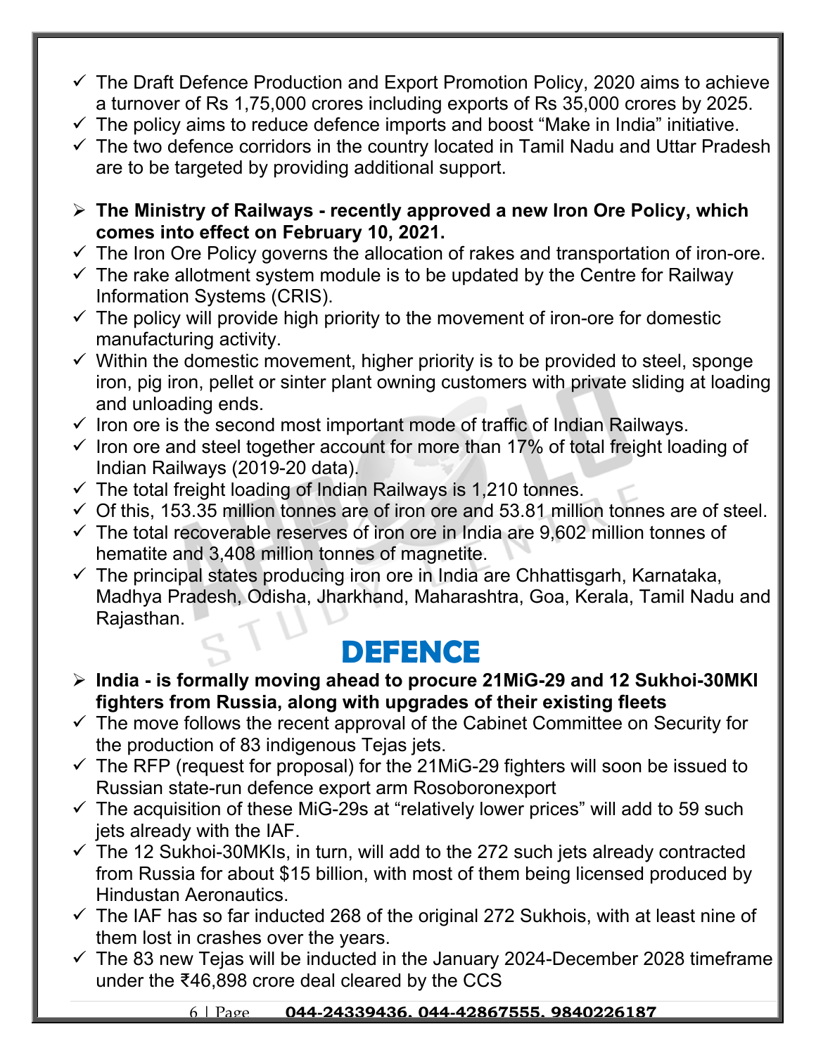- ✓ The Draft Defence Production and Export Promotion Policy, 2020 aims to achieve a turnover of Rs 1,75,000 crores including exports of Rs 35,000 crores by 2025.
- ✓ The policy aims to reduce defence imports and boost "Make in India" initiative.
- ✓ The two defence corridors in the country located in Tamil Nadu and Uttar Pradesh are to be targeted by providing additional support.

➢ **The Ministry of Railways - recently approved a new Iron Ore Policy, which comes into effect on February 10, 2021.**

- ✓ The Iron Ore Policy governs the allocation of rakes and transportation of iron-ore.
- ✓ The rake allotment system module is to be updated by the Centre for Railway Information Systems (CRIS).
- ✓ The policy will provide high priority to the movement of iron-ore for domestic manufacturing activity.
- ✓ Within the domestic movement, higher priority is to be provided to steel, sponge iron, pig iron, pellet or sinter plant owning customers with private sliding at loading and unloading ends.
- ✓ Iron ore is the second most important mode of traffic of Indian Railways.
- ✓ Iron ore and steel together account for more than 17% of total freight loading of Indian Railways (2019-20 data).
- ✓ The total freight loading of Indian Railways is 1,210 tonnes.
- ✓ Of this, 153.35 million tonnes are of iron ore and 53.81 million tonnes are of steel.
- ✓ The total recoverable reserves of iron ore in India are 9,602 million tonnes of hematite and 3,408 million tonnes of magnetite.
- ✓ The principal states producing iron ore in India are Chhattisgarh, Karnataka, Madhya Pradesh, Odisha, Jharkhand, Maharashtra, Goa, Kerala, Tamil Nadu and Rajasthan.

# DEFENCE

➢ **India - is formally moving ahead to procure 21MiG-29 and 12 Sukhoi-30MKI fighters from Russia, along with upgrades of their existing fleets**

- ✓ The move follows the recent approval of the Cabinet Committee on Security for the production of 83 indigenous Tejas jets.
- ✓ The RFP (request for proposal) for the 21MiG-29 fighters will soon be issued to Russian state-run defence export arm Rosoboronexport
- ✓ The acquisition of these MiG-29s at "relatively lower prices" will add to 59 such jets already with the IAF.
- ✓ The 12 Sukhoi-30MKIs, in turn, will add to the 272 such jets already contracted from Russia for about $15 billion, with most of them being licensed produced by Hindustan Aeronautics.
- ✓ The IAF has so far inducted 268 of the original 272 Sukhois, with at least nine of them lost in crashes over the years.
- ✓ The 83 new Tejas will be inducted in the January 2024-December 2028 timeframe under the ₹46,898 crore deal cleared by the CCS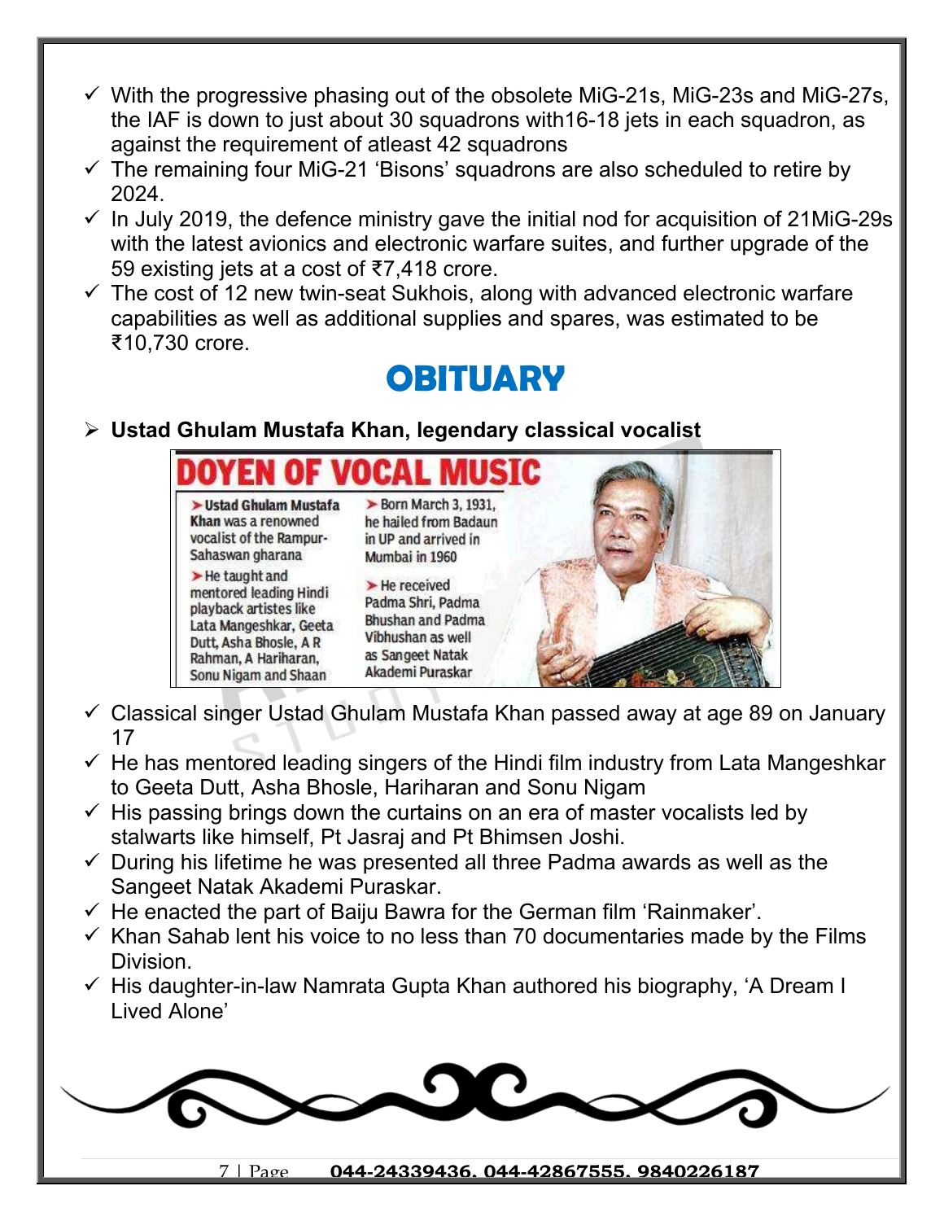- ✓ With the progressive phasing out of the obsolete MiG-21s, MiG-23s and MiG-27s, the IAF is down to just about 30 squadrons with16-18 jets in each squadron, as against the requirement of atleast 42 squadrons
- ✓ The remaining four MiG-21 'Bisons' squadrons are also scheduled to retire by 2024.
- ✓ In July 2019, the defence ministry gave the initial nod for acquisition of 21MiG-29s with the latest avionics and electronic warfare suites, and further upgrade of the 59 existing jets at a cost of ₹7,418 crore.
- ✓ The cost of 12 new twin-seat Sukhois, along with advanced electronic warfare capabilities as well as additional supplies and spares, was estimated to be ₹10,730 crore.

# OBITUARY

- **Ustad Ghulam Mustafa Khan, legendary classical vocalist**

DOYEN OF VOCAL MUSIC

- **Ustad Ghulam Mustafa Khan** was a renowned vocalist of the Rampur-Sahaswan gharana
- He taught and mentored leading Hindi playback artistes like Lata Mangeshkar, Geeta Dutt, Asha Bhosle, A R Rahman, A Hariharan, Sonu Nigam and Shaan
- Born March 3, 1931, he hailed from Badaun in UP and arrived in Mumbai in 1960
- He received Padma Shri, Padma Bhushan and Padma Vibhushan as well as Sangeet Natak Akademi Puraskar

- ✓ Classical singer Ustad Ghulam Mustafa Khan passed away at age 89 on January 17
- ✓ He has mentored leading singers of the Hindi film industry from Lata Mangeshkar to Geeta Dutt, Asha Bhosle, Hariharan and Sonu Nigam
- ✓ His passing brings down the curtains on an era of master vocalists led by stalwarts like himself, Pt Jasraj and Pt Bhimsen Joshi.
- ✓ During his lifetime he was presented all three Padma awards as well as the Sangeet Natak Akademi Puraskar.
- ✓ He enacted the part of Baiju Bawra for the German film 'Rainmaker'.
- ✓ Khan Sahab lent his voice to no less than 70 documentaries made by the Films Division.
- ✓ His daughter-in-law Namrata Gupta Khan authored his biography, 'A Dream I Lived Alone'